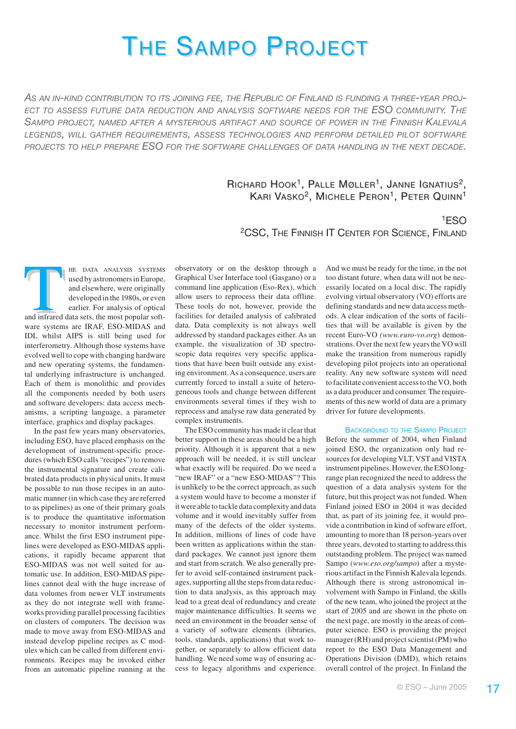# The Sampo Project

*As an in-kind contribution to its joining fee, the Republic of Finland is funding a three-year project to assess future data reduction and analysis software needs for the ESO community. The Sampo project, named after a mysterious artifact and source of power in the Finnish Kalevala legends, will gather requirements, assess technologies and perform detailed pilot software projects to help prepare ESO for the software challenges of data handling in the next decade.*

Richard Hook[1], Palle Møller[1], Janne Ignatius[2], Kari Vasko[2], Michele Peron[1], Peter Quinn[1]

[1]ESO
[2]CSC, The Finnish IT Center for Science, Finland

The data analysis systems used by astronomers in Europe, and elsewhere, were originally developed in the 1980s, or even earlier. For analysis of optical and infrared data sets, the most popular software systems are IRAF, ESO-MIDAS and IDL whilst AIPS is still being used for interferometry. Although those systems have evolved well to cope with changing hardware and new operating systems, the fundamental underlying infrastructure is unchanged. Each of them is monolithic and provides all the components needed by both users and software developers: data access mechanisms, a scripting language, a parameter interface, graphics and display packages.

In the past few years many observatories, including ESO, have placed emphasis on the development of instrument-specific procedures (which ESO calls "recipes") to remove the instrumental signature and create calibrated data products in physical units. It must be possible to run those recipes in an automatic manner (in which case they are referred to as pipelines) as one of their primary goals is to produce the quantitative information necessary to monitor instrument performance. Whilst the first ESO instrument pipelines were developed as ESO-MIDAS applications, it rapidly became apparent that ESO-MIDAS was not well suited for automatic use. In addition, ESO-MIDAS pipelines cannot deal with the huge increase of data volumes from newer VLT instruments as they do not integrate well with frameworks providing parallel processing facilities on clusters of computers. The decision was made to move away from ESO-MIDAS and instead develop pipeline recipes as C modules which can be called from different environments. Recipes may be invoked either from an automatic pipeline running at the observatory or on the desktop through a Graphical User Interface tool (Gasgano) or a command line application (Eso-Rex), which allow users to reprocess their data offline. These tools do not, however, provide the facilities for detailed analysis of calibrated data. Data complexity is not always well addressed by standard packages either. As an example, the visualization of 3D spectroscopic data requires very specific applications that have been built outside any existing environment. As a consequence, users are currently forced to install a suite of heterogeneous tools and change between different environments several times if they wish to reprocess and analyse raw data generated by complex instruments.

The ESO community has made it clear that better support in these areas should be a high priority. Although it is apparent that a new approach will be needed, it is still unclear what exactly will be required. Do we need a "new IRAF" or a "new ESO-MIDAS"? This is unlikely to be the correct approach, as such a system would have to become a monster if it were able to tackle data complexity and data volume and it would inevitably suffer from many of the defects of the older systems. In addition, millions of lines of code have been written as applications within the standard packages. We cannot just ignore them and start from scratch. We also generally prefer to avoid self-contained instrument packages, supporting all the steps from data reduction to data analysis, as this approach may lead to a great deal of redundancy and create major maintenance difficulties. It seems we need an environment in the broader sense of a variety of software elements (libraries, tools, standards, applications) that work together, or separately to allow efficient data handling. We need some way of ensuring access to legacy algorithms and experience. And we must be ready for the time, in the not too distant future, when data will not be necessarily located on a local disc. The rapidly evolving virtual observatory (VO) efforts are defining standards and new data access methods. A clear indication of the sorts of facilities that will be available is given by the recent Euro-VO (*www.euro-vo.org*) demonstrations. Over the next few years the VO will make the transition from numerous rapidly developing pilot projects into an operational reality. Any new software system will need to facilitate convenient access to the VO, both as a data producer and consumer. The requirements of this new world of data are a primary driver for future developments.

## Background to the Sampo Project

Before the summer of 2004, when Finland joined ESO, the organization only had resources for developing VLT, VST and VISTA instrument pipelines. However, the ESO long-range plan recognized the need to address the question of a data analysis system for the future, but this project was not funded. When Finland joined ESO in 2004 it was decided that, as part of its joining fee, it would provide a contribution in kind of software effort, amounting to more than 18 person-years over three years, devoted to starting to address this outstanding problem. The project was named Sampo (*www.eso.org/sampo*) after a mysterious artifact in the Finnish Kalevala legends. Although there is strong astronomical involvement with Sampo in Finland, the skills of the new team, who joined the project at the start of 2005 and are shown in the photo on the next page, are mostly in the areas of computer science. ESO is providing the project manager (RH) and project scientist (PM) who report to the ESO Data Management and Operations Division (DMD), which retains overall control of the project. In Finland the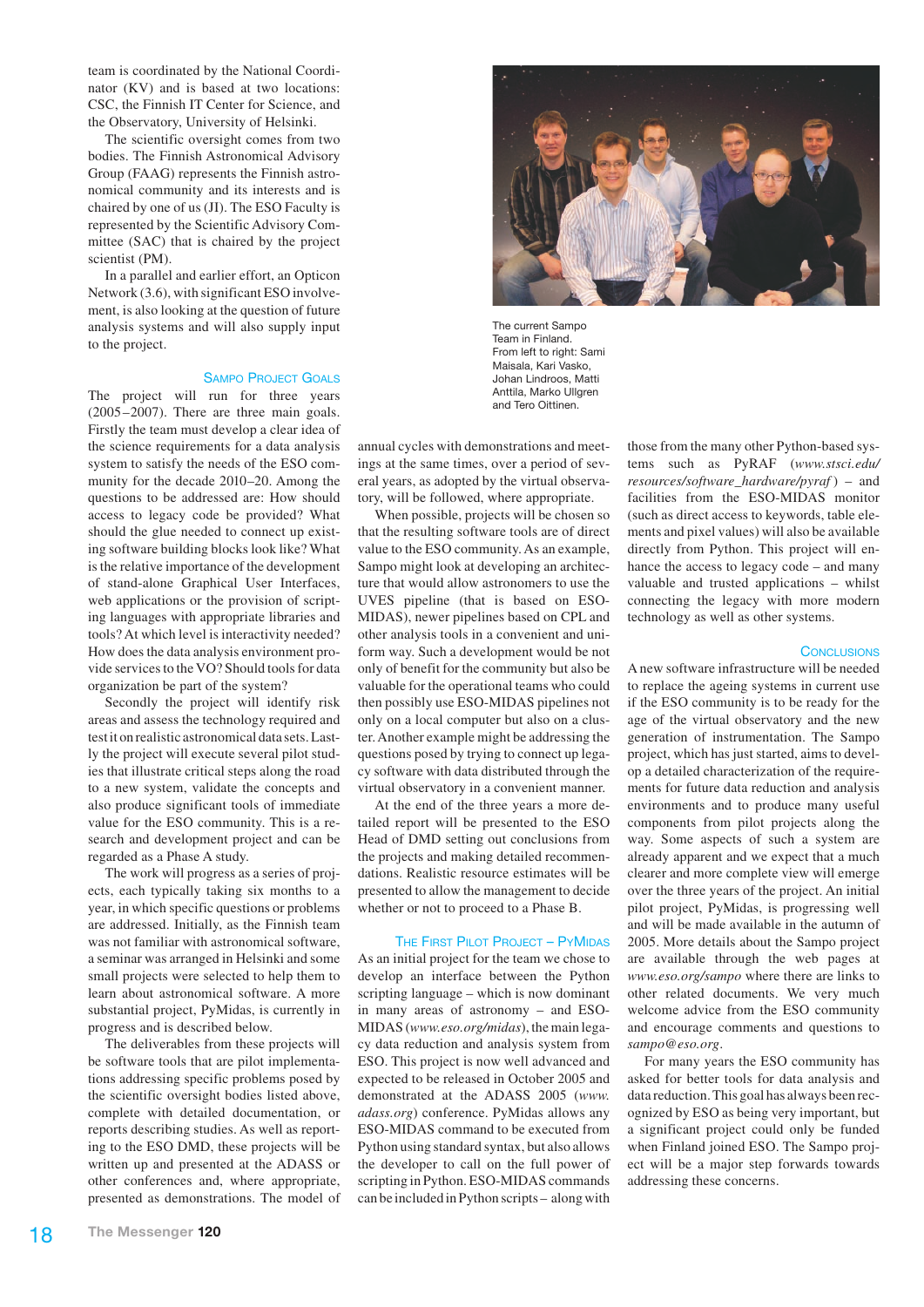team is coordinated by the National Coordinator (KV) and is based at two locations: CSC, the Finnish IT Center for Science, and the Observatory, University of Helsinki.

The scientific oversight comes from two bodies. The Finnish Astronomical Advisory Group (FAAG) represents the Finnish astronomical community and its interests and is chaired by one of us (JI). The ESO Faculty is represented by the Scientific Advisory Committee (SAC) that is chaired by the project scientist (PM).

In a parallel and earlier effort, an Opticon Network (3.6), with significant ESO involvement, is also looking at the question of future analysis systems and will also supply input to the project.

## Sampo Project Goals

The project will run for three years (2005–2007). There are three main goals. Firstly the team must develop a clear idea of the science requirements for a data analysis system to satisfy the needs of the ESO community for the decade 2010–20. Among the questions to be addressed are: How should access to legacy code be provided? What should the glue needed to connect up existing software building blocks look like? What is the relative importance of the development of stand-alone Graphical User Interfaces, web applications or the provision of scripting languages with appropriate libraries and tools? At which level is interactivity needed? How does the data analysis environment provide services to the VO? Should tools for data organization be part of the system?

Secondly the project will identify risk areas and assess the technology required and test it on realistic astronomical data sets. Lastly the project will execute several pilot studies that illustrate critical steps along the road to a new system, validate the concepts and also produce significant tools of immediate value for the ESO community. This is a research and development project and can be regarded as a Phase A study.

The work will progress as a series of projects, each typically taking six months to a year, in which specific questions or problems are addressed. Initially, as the Finnish team was not familiar with astronomical software, a seminar was arranged in Helsinki and some small projects were selected to help them to learn about astronomical software. A more substantial project, PyMidas, is currently in progress and is described below.

The deliverables from these projects will be software tools that are pilot implementations addressing specific problems posed by the scientific oversight bodies listed above, complete with detailed documentation, or reports describing studies. As well as reporting to the ESO DMD, these projects will be written up and presented at the ADASS or other conferences and, where appropriate, presented as demonstrations. The model of annual cycles with demonstrations and meetings at the same times, over a period of several years, as adopted by the virtual observatory, will be followed, where appropriate.

The current Sampo Team in Finland. From left to right: Sami Maisala, Kari Vasko, Johan Lindroos, Matti Anttila, Marko Ullgren and Tero Oittinen.

When possible, projects will be chosen so that the resulting software tools are of direct value to the ESO community. As an example, Sampo might look at developing an architecture that would allow astronomers to use the UVES pipeline (that is based on ESO-MIDAS), newer pipelines based on CPL and other analysis tools in a convenient and uniform way. Such a development would be not only of benefit for the community but also be valuable for the operational teams who could then possibly use ESO-MIDAS pipelines not only on a local computer but also on a cluster. Another example might be addressing the questions posed by trying to connect up legacy software with data distributed through the virtual observatory in a convenient manner.

At the end of the three years a more detailed report will be presented to the ESO Head of DMD setting out conclusions from the projects and making detailed recommendations. Realistic resource estimates will be presented to allow the management to decide whether or not to proceed to a Phase B.

## The First Pilot Project – PyMidas

As an initial project for the team we chose to develop an interface between the Python scripting language – which is now dominant in many areas of astronomy – and ESO-MIDAS (*www.eso.org/midas*), the main legacy data reduction and analysis system from ESO. This project is now well advanced and expected to be released in October 2005 and demonstrated at the ADASS 2005 (*www.adass.org*) conference. PyMidas allows any ESO-MIDAS command to be executed from Python using standard syntax, but also allows the developer to call on the full power of scripting in Python. ESO-MIDAS commands can be included in Python scripts – along with those from the many other Python-based systems such as PyRAF (*www.stsci.edu/resources/software_hardware/pyraf*) – and facilities from the ESO-MIDAS monitor (such as direct access to keywords, table elements and pixel values) will also be available directly from Python. This project will enhance the access to legacy code – and many valuable and trusted applications – whilst connecting the legacy with more modern technology as well as other systems.

## Conclusions

A new software infrastructure will be needed to replace the ageing systems in current use if the ESO community is to be ready for the age of the virtual observatory and the new generation of instrumentation. The Sampo project, which has just started, aims to develop a detailed characterization of the requirements for future data reduction and analysis environments and to produce many useful components from pilot projects along the way. Some aspects of such a system are already apparent and we expect that a much clearer and more complete view will emerge over the three years of the project. An initial pilot project, PyMidas, is progressing well and will be made available in the autumn of 2005. More details about the Sampo project are available through the web pages at *www.eso.org/sampo* where there are links to other related documents. We very much welcome advice from the ESO community and encourage comments and questions to *sampo@eso.org*.

For many years the ESO community has asked for better tools for data analysis and data reduction. This goal has always been recognized by ESO as being very important, but a significant project could only be funded when Finland joined ESO. The Sampo project will be a major step forwards towards addressing these concerns.